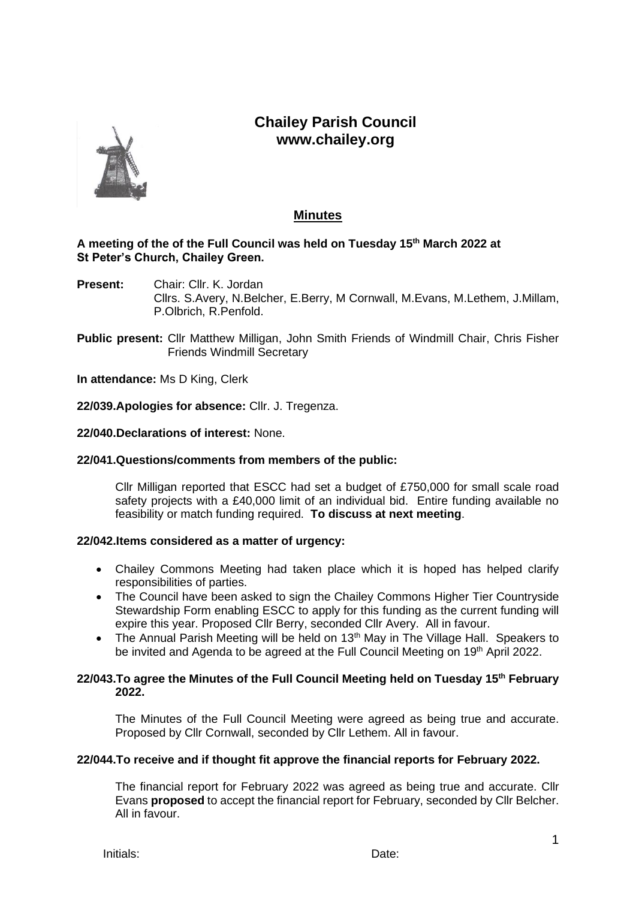# Chailey Parish Council
**www.chailey.org**

## Minutes

**A meeting of the of the Full Council was held on Tuesday 15th March 2022 at St Peter's Church, Chailey Green.**

**Present:** Chair: Cllr. K. Jordan
Cllrs. S.Avery, N.Belcher, E.Berry, M Cornwall, M.Evans, M.Lethem, J.Millam, P.Olbrich, R.Penfold.

**Public present:** Cllr Matthew Milligan, John Smith Friends of Windmill Chair, Chris Fisher Friends Windmill Secretary

**In attendance:** Ms D King, Clerk

**22/039.Apologies for absence:** Cllr. J. Tregenza.

**22/040.Declarations of interest:** None.

**22/041.Questions/comments from members of the public:**

Cllr Milligan reported that ESCC had set a budget of £750,000 for small scale road safety projects with a £40,000 limit of an individual bid. Entire funding available no feasibility or match funding required. **To discuss at next meeting**.

**22/042.Items considered as a matter of urgency:**

- Chailey Commons Meeting had taken place which it is hoped has helped clarify responsibilities of parties.
- The Council have been asked to sign the Chailey Commons Higher Tier Countryside Stewardship Form enabling ESCC to apply for this funding as the current funding will expire this year. Proposed Cllr Berry, seconded Cllr Avery. All in favour.
- The Annual Parish Meeting will be held on 13th May in The Village Hall. Speakers to be invited and Agenda to be agreed at the Full Council Meeting on 19th April 2022.

**22/043.To agree the Minutes of the Full Council Meeting held on Tuesday 15th February 2022.**

The Minutes of the Full Council Meeting were agreed as being true and accurate. Proposed by Cllr Cornwall, seconded by Cllr Lethem. All in favour.

**22/044.To receive and if thought fit approve the financial reports for February 2022.**

The financial report for February 2022 was agreed as being true and accurate. Cllr Evans **proposed** to accept the financial report for February, seconded by Cllr Belcher. All in favour.

Initials: Date: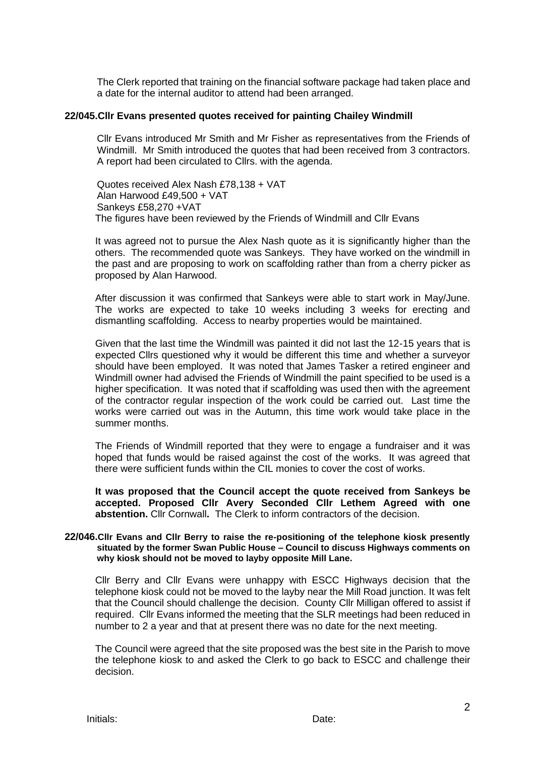The Clerk reported that training on the financial software package had taken place and a date for the internal auditor to attend had been arranged.

**22/045. Cllr Evans presented quotes received for painting Chailey Windmill**

Cllr Evans introduced Mr Smith and Mr Fisher as representatives from the Friends of Windmill. Mr Smith introduced the quotes that had been received from 3 contractors. A report had been circulated to Cllrs. with the agenda.

Quotes received Alex Nash £78,138 + VAT
Alan Harwood £49,500 + VAT
Sankeys £58,270 +VAT
The figures have been reviewed by the Friends of Windmill and Cllr Evans

It was agreed not to pursue the Alex Nash quote as it is significantly higher than the others. The recommended quote was Sankeys. They have worked on the windmill in the past and are proposing to work on scaffolding rather than from a cherry picker as proposed by Alan Harwood.

After discussion it was confirmed that Sankeys were able to start work in May/June. The works are expected to take 10 weeks including 3 weeks for erecting and dismantling scaffolding. Access to nearby properties would be maintained.

Given that the last time the Windmill was painted it did not last the 12-15 years that is expected Cllrs questioned why it would be different this time and whether a surveyor should have been employed. It was noted that James Tasker a retired engineer and Windmill owner had advised the Friends of Windmill the paint specified to be used is a higher specification. It was noted that if scaffolding was used then with the agreement of the contractor regular inspection of the work could be carried out. Last time the works were carried out was in the Autumn, this time work would take place in the summer months.

The Friends of Windmill reported that they were to engage a fundraiser and it was hoped that funds would be raised against the cost of the works. It was agreed that there were sufficient funds within the CIL monies to cover the cost of works.

**It was proposed that the Council accept the quote received from Sankeys be accepted. Proposed Cllr Avery Seconded Cllr Lethem Agreed with one abstention.** Cllr Cornwall**.** The Clerk to inform contractors of the decision.

**22/046. Cllr Evans and Cllr Berry to raise the re-positioning of the telephone kiosk presently situated by the former Swan Public House – Council to discuss Highways comments on why kiosk should not be moved to layby opposite Mill Lane.**

Cllr Berry and Cllr Evans were unhappy with ESCC Highways decision that the telephone kiosk could not be moved to the layby near the Mill Road junction. It was felt that the Council should challenge the decision. County Cllr Milligan offered to assist if required. Cllr Evans informed the meeting that the SLR meetings had been reduced in number to 2 a year and that at present there was no date for the next meeting.

The Council were agreed that the site proposed was the best site in the Parish to move the telephone kiosk to and asked the Clerk to go back to ESCC and challenge their decision.

Initials: Date: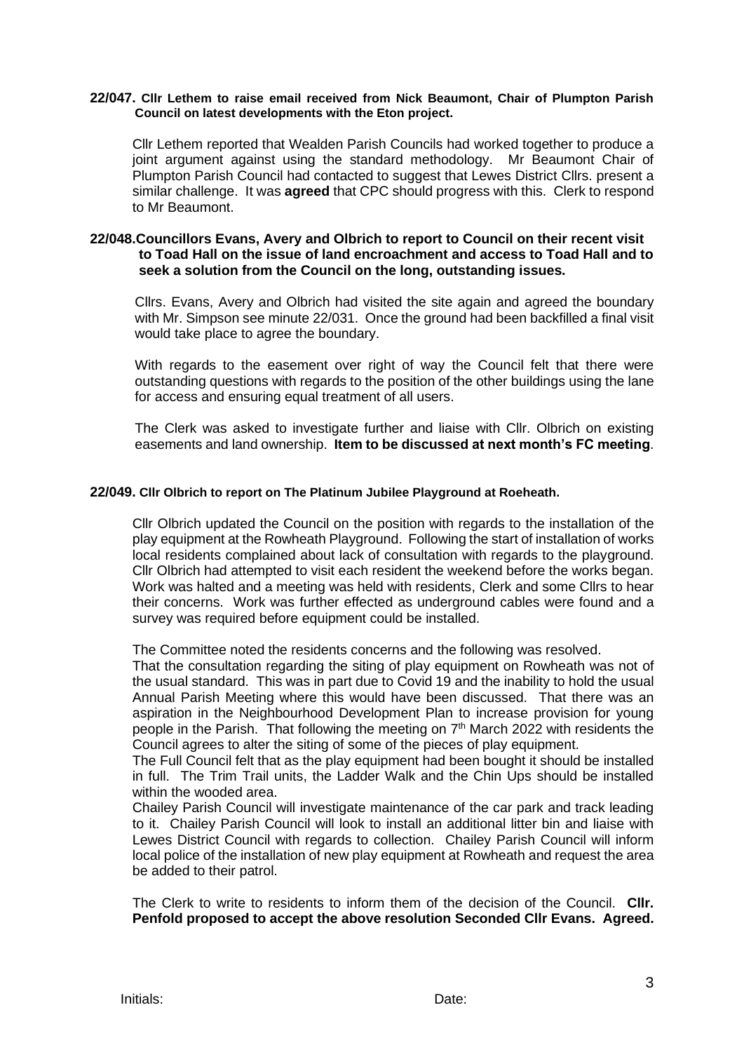**22/047. Cllr Lethem to raise email received from Nick Beaumont, Chair of Plumpton Parish Council on latest developments with the Eton project.**

Cllr Lethem reported that Wealden Parish Councils had worked together to produce a joint argument against using the standard methodology. Mr Beaumont Chair of Plumpton Parish Council had contacted to suggest that Lewes District Cllrs. present a similar challenge. It was **agreed** that CPC should progress with this. Clerk to respond to Mr Beaumont.

**22/048. Councillors Evans, Avery and Olbrich to report to Council on their recent visit to Toad Hall on the issue of land encroachment and access to Toad Hall and to seek a solution from the Council on the long, outstanding issues.**

Cllrs. Evans, Avery and Olbrich had visited the site again and agreed the boundary with Mr. Simpson see minute 22/031. Once the ground had been backfilled a final visit would take place to agree the boundary.

With regards to the easement over right of way the Council felt that there were outstanding questions with regards to the position of the other buildings using the lane for access and ensuring equal treatment of all users.

The Clerk was asked to investigate further and liaise with Cllr. Olbrich on existing easements and land ownership. **Item to be discussed at next month's FC meeting**.

**22/049. Cllr Olbrich to report on The Platinum Jubilee Playground at Roeheath.**

Cllr Olbrich updated the Council on the position with regards to the installation of the play equipment at the Rowheath Playground. Following the start of installation of works local residents complained about lack of consultation with regards to the playground. Cllr Olbrich had attempted to visit each resident the weekend before the works began. Work was halted and a meeting was held with residents, Clerk and some Cllrs to hear their concerns. Work was further effected as underground cables were found and a survey was required before equipment could be installed.

The Committee noted the residents concerns and the following was resolved.

That the consultation regarding the siting of play equipment on Rowheath was not of the usual standard. This was in part due to Covid 19 and the inability to hold the usual Annual Parish Meeting where this would have been discussed. That there was an aspiration in the Neighbourhood Development Plan to increase provision for young people in the Parish. That following the meeting on 7th March 2022 with residents the Council agrees to alter the siting of some of the pieces of play equipment.

The Full Council felt that as the play equipment had been bought it should be installed in full. The Trim Trail units, the Ladder Walk and the Chin Ups should be installed within the wooded area.

Chailey Parish Council will investigate maintenance of the car park and track leading to it. Chailey Parish Council will look to install an additional litter bin and liaise with Lewes District Council with regards to collection. Chailey Parish Council will inform local police of the installation of new play equipment at Rowheath and request the area be added to their patrol.

The Clerk to write to residents to inform them of the decision of the Council. **Cllr. Penfold proposed to accept the above resolution Seconded Cllr Evans. Agreed.**

Initials: Date: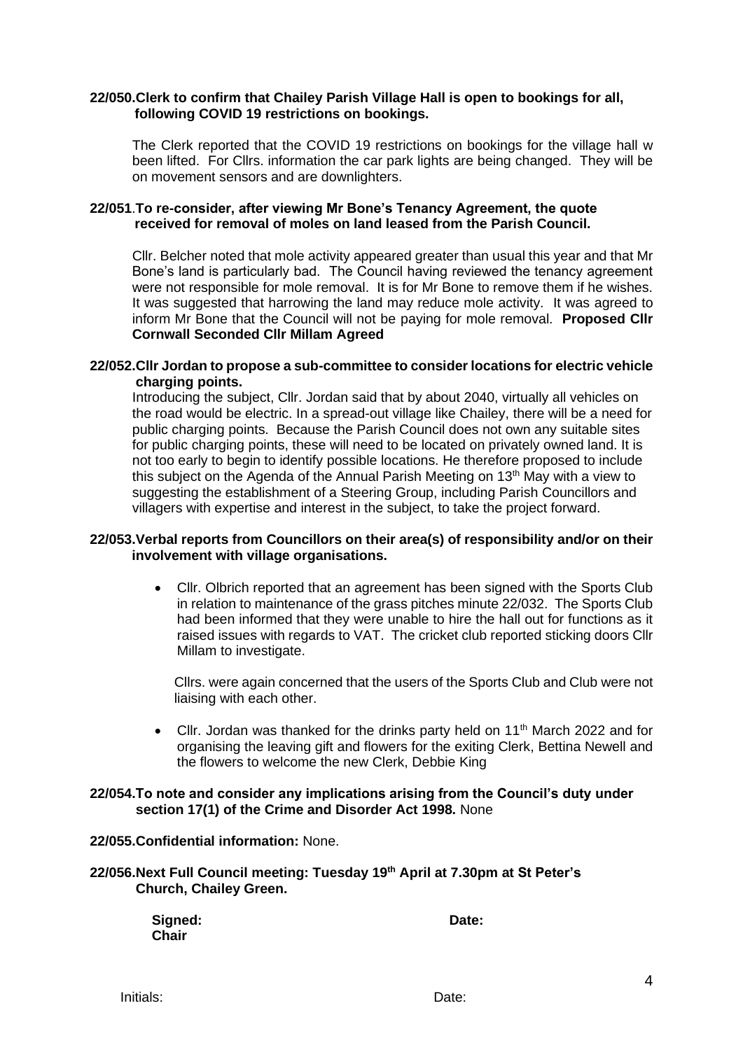**22/050.Clerk to confirm that Chailey Parish Village Hall is open to bookings for all, following COVID 19 restrictions on bookings.**

The Clerk reported that the COVID 19 restrictions on bookings for the village hall w been lifted. For Cllrs. information the car park lights are being changed. They will be on movement sensors and are downlighters.

**22/051.To re-consider, after viewing Mr Bone's Tenancy Agreement, the quote received for removal of moles on land leased from the Parish Council.**

Cllr. Belcher noted that mole activity appeared greater than usual this year and that Mr Bone's land is particularly bad. The Council having reviewed the tenancy agreement were not responsible for mole removal. It is for Mr Bone to remove them if he wishes. It was suggested that harrowing the land may reduce mole activity. It was agreed to inform Mr Bone that the Council will not be paying for mole removal. **Proposed Cllr Cornwall Seconded Cllr Millam Agreed**

**22/052.Cllr Jordan to propose a sub-committee to consider locations for electric vehicle charging points.**

Introducing the subject, Cllr. Jordan said that by about 2040, virtually all vehicles on the road would be electric. In a spread-out village like Chailey, there will be a need for public charging points. Because the Parish Council does not own any suitable sites for public charging points, these will need to be located on privately owned land. It is not too early to begin to identify possible locations. He therefore proposed to include this subject on the Agenda of the Annual Parish Meeting on 13th May with a view to suggesting the establishment of a Steering Group, including Parish Councillors and villagers with expertise and interest in the subject, to take the project forward.

**22/053.Verbal reports from Councillors on their area(s) of responsibility and/or on their involvement with village organisations.**

- Cllr. Olbrich reported that an agreement has been signed with the Sports Club in relation to maintenance of the grass pitches minute 22/032. The Sports Club had been informed that they were unable to hire the hall out for functions as it raised issues with regards to VAT. The cricket club reported sticking doors Cllr Millam to investigate.

  Cllrs. were again concerned that the users of the Sports Club and Club were not liaising with each other.

- Cllr. Jordan was thanked for the drinks party held on 11th March 2022 and for organising the leaving gift and flowers for the exiting Clerk, Bettina Newell and the flowers to welcome the new Clerk, Debbie King

**22/054.To note and consider any implications arising from the Council's duty under section 17(1) of the Crime and Disorder Act 1998.** None

**22/055.Confidential information:** None.

**22/056.Next Full Council meeting: Tuesday 19th April at 7.30pm at St Peter's Church, Chailey Green.**

**Signed:** **Date:**
**Chair**

Initials: Date: